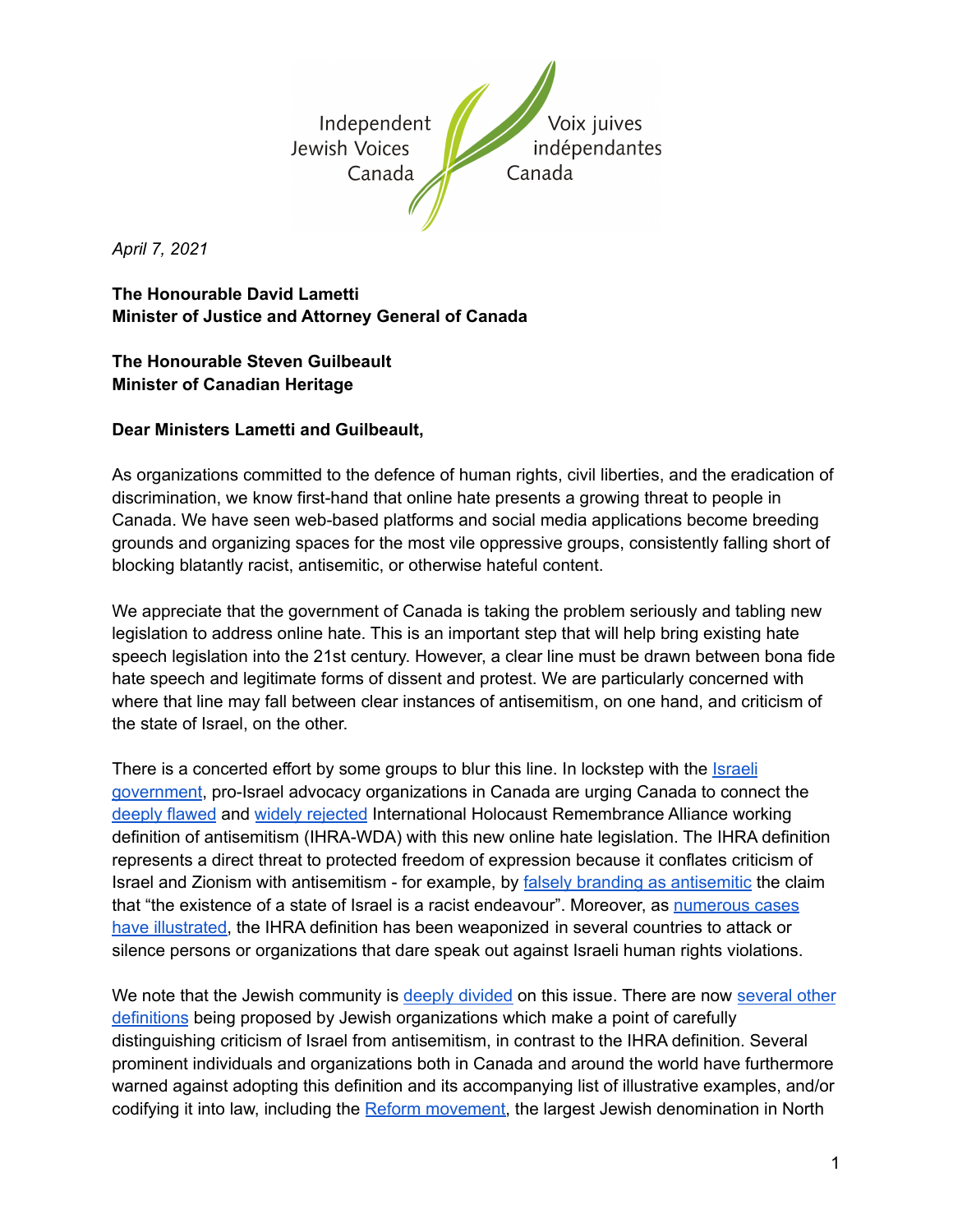Independent Jewish Voices Canada
Voix juives indépendantes Canada

*April 7, 2021*

**The Honourable David Lametti**
**Minister of Justice and Attorney General of Canada**

**The Honourable Steven Guilbeault**
**Minister of Canadian Heritage**

**Dear Ministers Lametti and Guilbeault,**

As organizations committed to the defence of human rights, civil liberties, and the eradication of discrimination, we know first-hand that online hate presents a growing threat to people in Canada. We have seen web-based platforms and social media applications become breeding grounds and organizing spaces for the most vile oppressive groups, consistently falling short of blocking blatantly racist, antisemitic, or otherwise hateful content.

We appreciate that the government of Canada is taking the problem seriously and tabling new legislation to address online hate. This is an important step that will help bring existing hate speech legislation into the 21st century. However, a clear line must be drawn between bona fide hate speech and legitimate forms of dissent and protest. We are particularly concerned with where that line may fall between clear instances of antisemitism, on one hand, and criticism of the state of Israel, on the other.

There is a concerted effort by some groups to blur this line. In lockstep with the Israeli government, pro-Israel advocacy organizations in Canada are urging Canada to connect the deeply flawed and widely rejected International Holocaust Remembrance Alliance working definition of antisemitism (IHRA-WDA) with this new online hate legislation. The IHRA definition represents a direct threat to protected freedom of expression because it conflates criticism of Israel and Zionism with antisemitism - for example, by falsely branding as antisemitic the claim that "the existence of a state of Israel is a racist endeavour". Moreover, as numerous cases have illustrated, the IHRA definition has been weaponized in several countries to attack or silence persons or organizations that dare speak out against Israeli human rights violations.

We note that the Jewish community is deeply divided on this issue. There are now several other definitions being proposed by Jewish organizations which make a point of carefully distinguishing criticism of Israel from antisemitism, in contrast to the IHRA definition. Several prominent individuals and organizations both in Canada and around the world have furthermore warned against adopting this definition and its accompanying list of illustrative examples, and/or codifying it into law, including the Reform movement, the largest Jewish denomination in North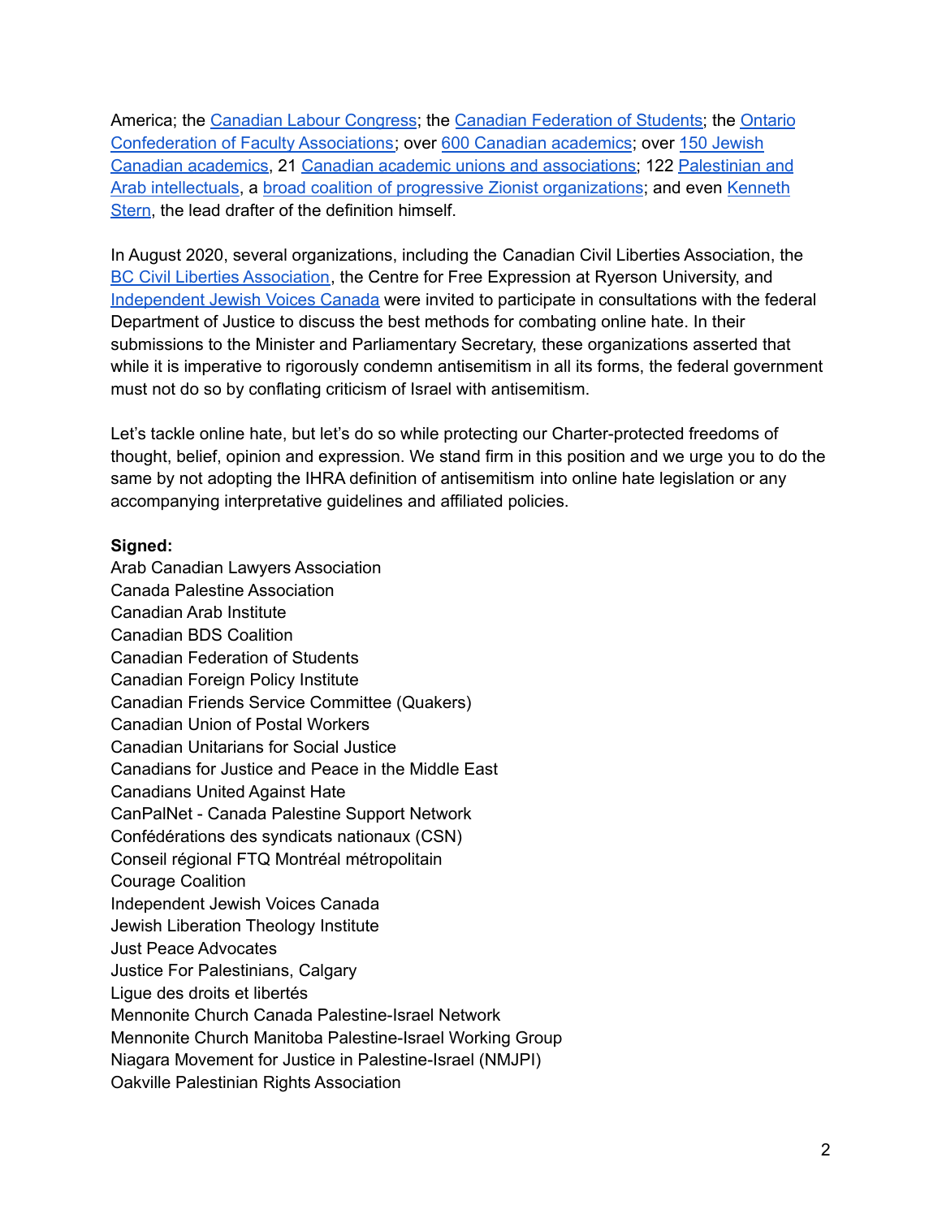America; the Canadian Labour Congress; the Canadian Federation of Students; the Ontario Confederation of Faculty Associations; over 600 Canadian academics; over 150 Jewish Canadian academics, 21 Canadian academic unions and associations; 122 Palestinian and Arab intellectuals, a broad coalition of progressive Zionist organizations; and even Kenneth Stern, the lead drafter of the definition himself.

In August 2020, several organizations, including the Canadian Civil Liberties Association, the BC Civil Liberties Association, the Centre for Free Expression at Ryerson University, and Independent Jewish Voices Canada were invited to participate in consultations with the federal Department of Justice to discuss the best methods for combating online hate. In their submissions to the Minister and Parliamentary Secretary, these organizations asserted that while it is imperative to rigorously condemn antisemitism in all its forms, the federal government must not do so by conflating criticism of Israel with antisemitism.

Let's tackle online hate, but let's do so while protecting our Charter-protected freedoms of thought, belief, opinion and expression. We stand firm in this position and we urge you to do the same by not adopting the IHRA definition of antisemitism into online hate legislation or any accompanying interpretative guidelines and affiliated policies.

**Signed:**

Arab Canadian Lawyers Association
Canada Palestine Association
Canadian Arab Institute
Canadian BDS Coalition
Canadian Federation of Students
Canadian Foreign Policy Institute
Canadian Friends Service Committee (Quakers)
Canadian Union of Postal Workers
Canadian Unitarians for Social Justice
Canadians for Justice and Peace in the Middle East
Canadians United Against Hate
CanPalNet - Canada Palestine Support Network
Confédérations des syndicats nationaux (CSN)
Conseil régional FTQ Montréal métropolitain
Courage Coalition
Independent Jewish Voices Canada
Jewish Liberation Theology Institute
Just Peace Advocates
Justice For Palestinians, Calgary
Ligue des droits et libertés
Mennonite Church Canada Palestine-Israel Network
Mennonite Church Manitoba Palestine-Israel Working Group
Niagara Movement for Justice in Palestine-Israel (NMJPI)
Oakville Palestinian Rights Association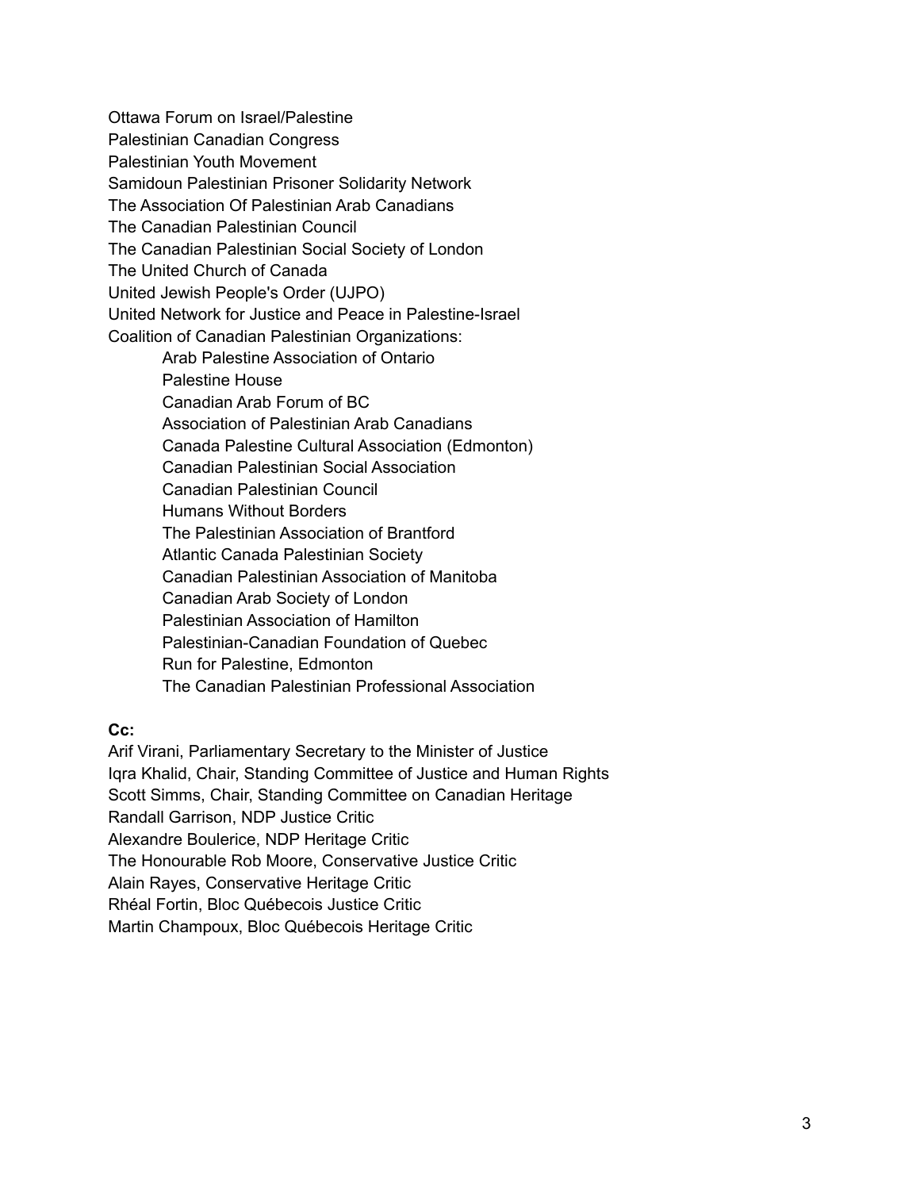Ottawa Forum on Israel/Palestine
Palestinian Canadian Congress
Palestinian Youth Movement
Samidoun Palestinian Prisoner Solidarity Network
The Association Of Palestinian Arab Canadians
The Canadian Palestinian Council
The Canadian Palestinian Social Society of London
The United Church of Canada
United Jewish People's Order (UJPO)
United Network for Justice and Peace in Palestine-Israel
Coalition of Canadian Palestinian Organizations:

- Arab Palestine Association of Ontario
- Palestine House
- Canadian Arab Forum of BC
- Association of Palestinian Arab Canadians
- Canada Palestine Cultural Association (Edmonton)
- Canadian Palestinian Social Association
- Canadian Palestinian Council
- Humans Without Borders
- The Palestinian Association of Brantford
- Atlantic Canada Palestinian Society
- Canadian Palestinian Association of Manitoba
- Canadian Arab Society of London
- Palestinian Association of Hamilton
- Palestinian-Canadian Foundation of Quebec
- Run for Palestine, Edmonton
- The Canadian Palestinian Professional Association

**Cc:**

Arif Virani, Parliamentary Secretary to the Minister of Justice
Iqra Khalid, Chair, Standing Committee of Justice and Human Rights
Scott Simms, Chair, Standing Committee on Canadian Heritage
Randall Garrison, NDP Justice Critic
Alexandre Boulerice, NDP Heritage Critic
The Honourable Rob Moore, Conservative Justice Critic
Alain Rayes, Conservative Heritage Critic
Rhéal Fortin, Bloc Québecois Justice Critic
Martin Champoux, Bloc Québecois Heritage Critic